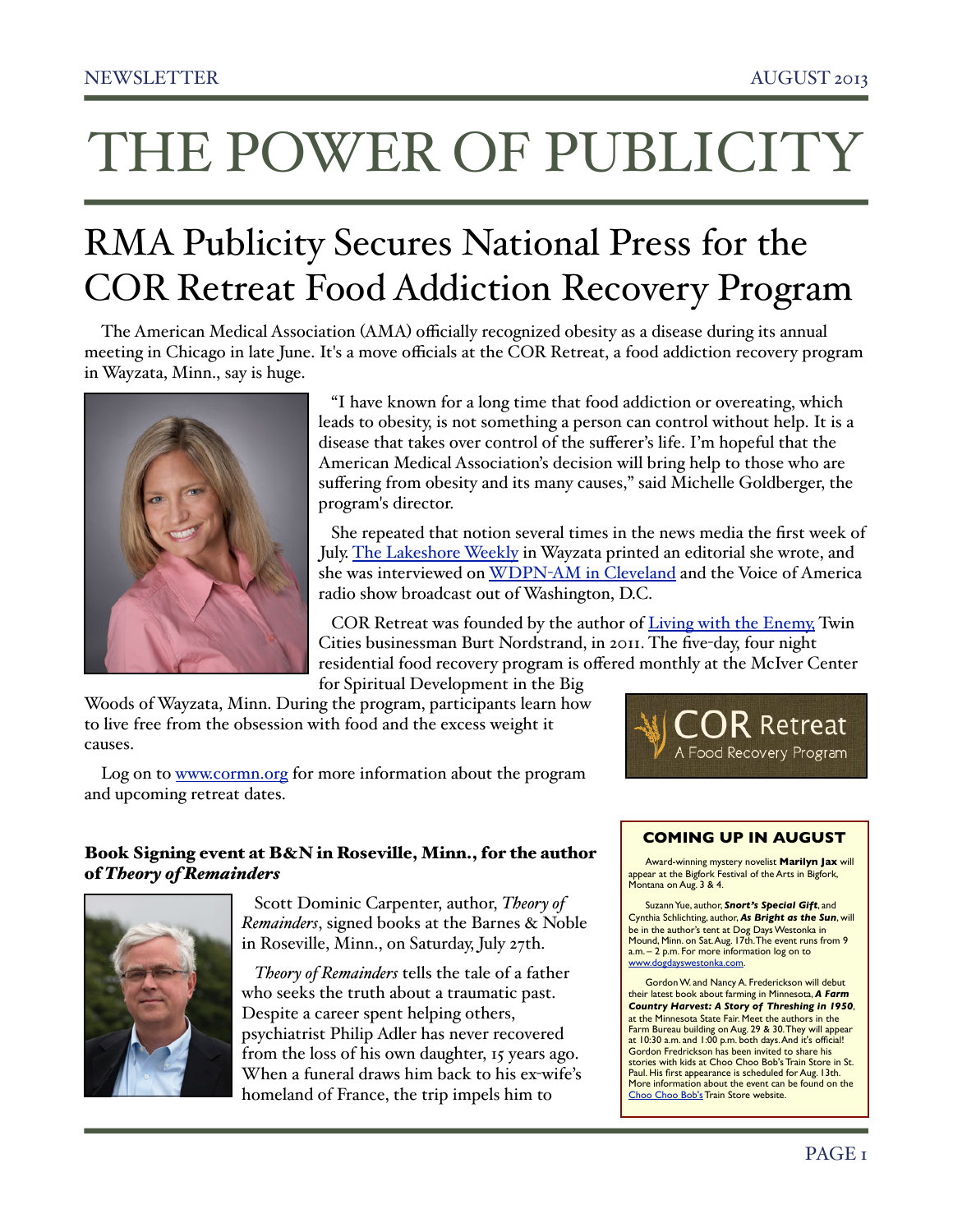# THE POWER OF PUBLICITY

## RMA Publicity Secures National Press for the COR Retreat Food Addiction Recovery Program

The American Medical Association (AMA) officially recognized obesity as a disease during its annual meeting in Chicago in late June. It's a move officials at the COR Retreat, a food addiction recovery program in Wayzata, Minn., say is huge.

"I have known for a long time that food addiction or overeating, which leads to obesity, is not something a person can control without help. It is a disease that takes over control of the sufferer's life. I'm hopeful that the American Medical Association's decision will bring help to those who are suffering from obesity and its many causes," said Michelle Goldberger, the program's director.

She repeated that notion several times in the news media the first week of July. The Lakeshore Weekly in Wayzata printed an editorial she wrote, and she was interviewed on WDPN-AM in Cleveland and the Voice of America radio show broadcast out of Washington, D.C.

COR Retreat was founded by the author of Living with the Enemy, Twin Cities businessman Burt Nordstrand, in 2011. The five-day, four night residential food recovery program is offered monthly at the McIver Center for Spiritual Development in the Big Woods of Wayzata, Minn. During the program, participants learn how to live free from the obsession with food and the excess weight it causes.

Log on to www.cormn.org for more information about the program and upcoming retreat dates.

COR Retreat
A Food Recovery Program

### Book Signing event at B&N in Roseville, Minn., for the author of *Theory of Remainders*

Scott Dominic Carpenter, author, *Theory of Remainders*, signed books at the Barnes & Noble in Roseville, Minn., on Saturday, July 27th.

*Theory of Remainders* tells the tale of a father who seeks the truth about a traumatic past. Despite a career spent helping others, psychiatrist Philip Adler has never recovered from the loss of his own daughter, 15 years ago. When a funeral draws him back to his ex-wife's homeland of France, the trip impels him to

### COMING UP IN AUGUST

Award-winning mystery novelist **Marilyn Jax** will appear at the Bigfork Festival of the Arts in Bigfork, Montana on Aug. 3 & 4.

Suzann Yue, author, ***Snort's Special Gift***, and Cynthia Schlichting, author, ***As Bright as the Sun***, will be in the author's tent at Dog Days Westonka in Mound, Minn. on Sat. Aug. 17th. The event runs from 9 a.m. – 2 p.m. For more information log on to www.dogdayswestonka.com.

Gordon W. and Nancy A. Frederickson will debut their latest book about farming in Minnesota, ***A Farm Country Harvest: A Story of Threshing in 1950***, at the Minnesota State Fair. Meet the authors in the Farm Bureau building on Aug. 29 & 30. They will appear at 10:30 a.m. and 1:00 p.m. both days. And it's official! Gordon Fredrickson has been invited to share his stories with kids at Choo Choo Bob's Train Store in St. Paul. His first appearance is scheduled for Aug. 13th. More information about the event can be found on the Choo Choo Bob's Train Store website.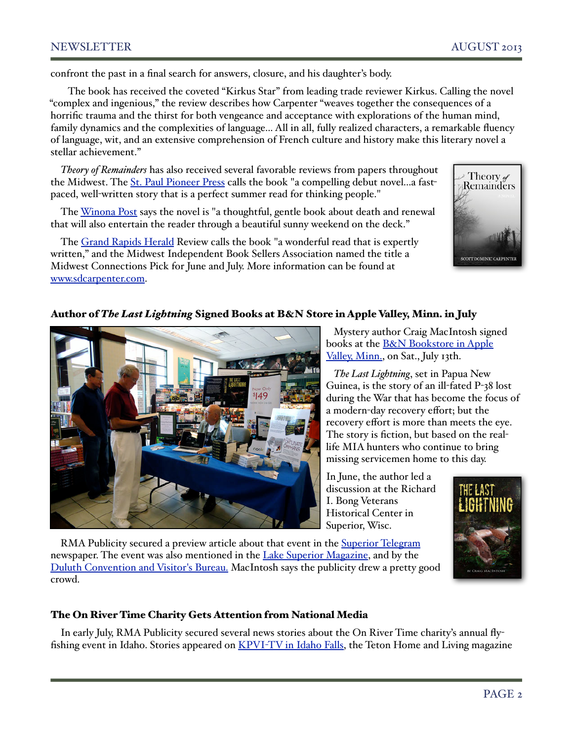confront the past in a final search for answers, closure, and his daughter's body.

The book has received the coveted "Kirkus Star" from leading trade reviewer Kirkus. Calling the novel "complex and ingenious," the review describes how Carpenter "weaves together the consequences of a horrific trauma and the thirst for both vengeance and acceptance with explorations of the human mind, family dynamics and the complexities of language... All in all, fully realized characters, a remarkable fluency of language, wit, and an extensive comprehension of French culture and history make this literary novel a stellar achievement."

*Theory of Remainders* has also received several favorable reviews from papers throughout the Midwest. The St. Paul Pioneer Press calls the book "a compelling debut novel...a fast-paced, well-written story that is a perfect summer read for thinking people."

The Winona Post says the novel is "a thoughtful, gentle book about death and renewal that will also entertain the reader through a beautiful sunny weekend on the deck."

The Grand Rapids Herald Review calls the book "a wonderful read that is expertly written," and the Midwest Independent Book Sellers Association named the title a Midwest Connections Pick for June and July. More information can be found at www.sdcarpenter.com.

## Author of *The Last Lightning* Signed Books at B&N Store in Apple Valley, Minn. in July

Mystery author Craig MacIntosh signed books at the B&N Bookstore in Apple Valley, Minn., on Sat., July 13th.

*The Last Lightning*, set in Papua New Guinea, is the story of an ill-fated P-38 lost during the War that has become the focus of a modern-day recovery effort; but the recovery effort is more than meets the eye. The story is fiction, but based on the real-life MIA hunters who continue to bring missing servicemen home to this day.

In June, the author led a discussion at the Richard I. Bong Veterans Historical Center in Superior, Wisc.

RMA Publicity secured a preview article about that event in the Superior Telegram newspaper. The event was also mentioned in the Lake Superior Magazine, and by the Duluth Convention and Visitor's Bureau. MacIntosh says the publicity drew a pretty good crowd.

## The On River Time Charity Gets Attention from National Media

In early July, RMA Publicity secured several news stories about the On River Time charity's annual fly-fishing event in Idaho. Stories appeared on KPVI-TV in Idaho Falls, the Teton Home and Living magazine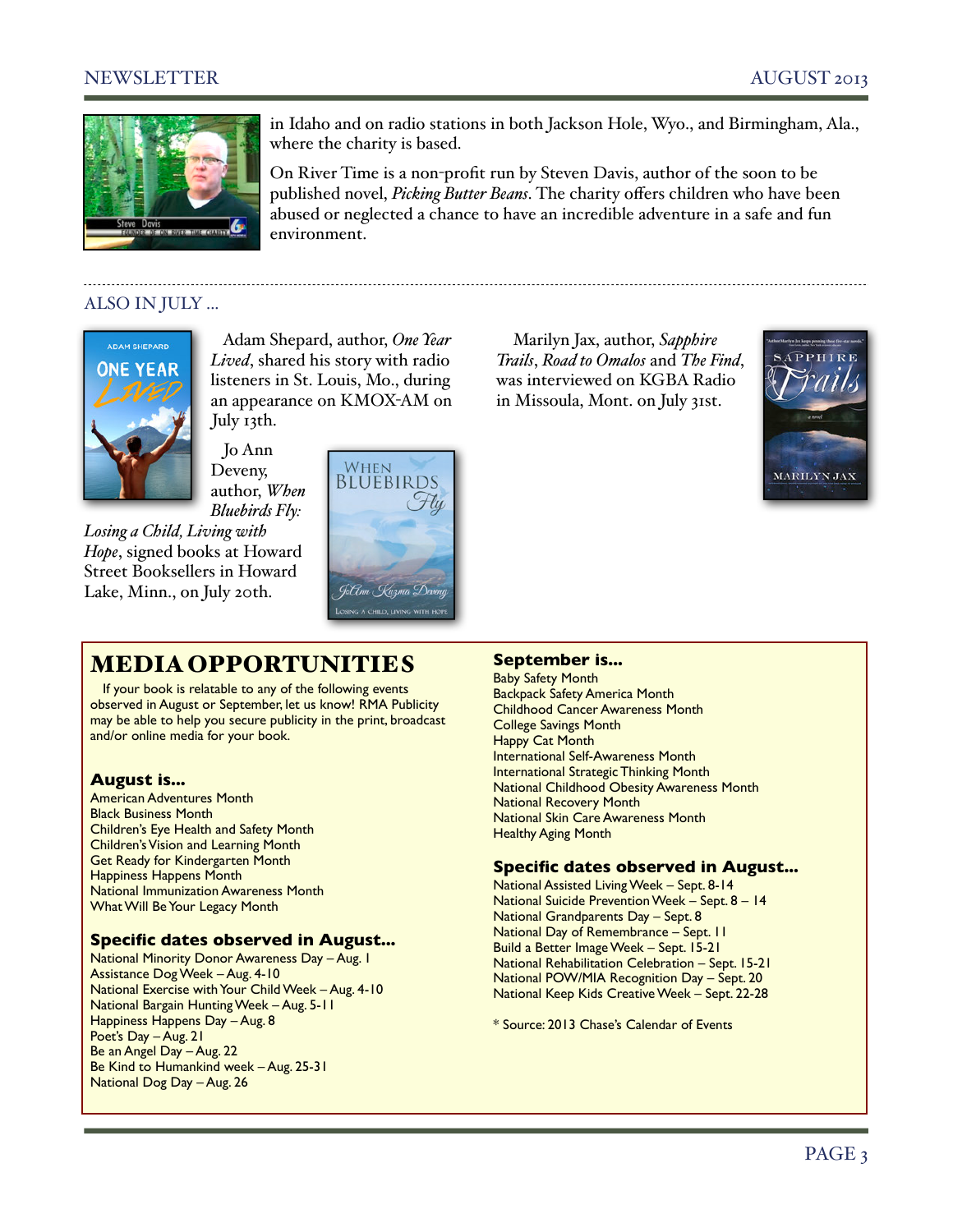in Idaho and on radio stations in both Jackson Hole, Wyo., and Birmingham, Ala., where the charity is based.

On River Time is a non-profit run by Steven Davis, author of the soon to be published novel, *Picking Butter Beans*. The charity offers children who have been abused or neglected a chance to have an incredible adventure in a safe and fun environment.

## ALSO IN JULY ...

Adam Shepard, author, *One Year Lived*, shared his story with radio listeners in St. Louis, Mo., during an appearance on KMOX-AM on July 13th.

Jo Ann Deveny, author, *When Bluebirds Fly: Losing a Child, Living with Hope*, signed books at Howard Street Booksellers in Howard Lake, Minn., on July 20th.

Marilyn Jax, author, *Sapphire Trails*, *Road to Omalos* and *The Find*, was interviewed on KGBA Radio in Missoula, Mont. on July 31st.

## MEDIA OPPORTUNITIES

If your book is relatable to any of the following events observed in August or September, let us know! RMA Publicity may be able to help you secure publicity in the print, broadcast and/or online media for your book.

### August is...

American Adventures Month
Black Business Month
Children's Eye Health and Safety Month
Children's Vision and Learning Month
Get Ready for Kindergarten Month
Happiness Happens Month
National Immunization Awareness Month
What Will Be Your Legacy Month

### Specific dates observed in August...

National Minority Donor Awareness Day – Aug. 1
Assistance Dog Week – Aug. 4-10
National Exercise with Your Child Week – Aug. 4-10
National Bargain Hunting Week – Aug. 5-11
Happiness Happens Day – Aug. 8
Poet's Day – Aug. 21
Be an Angel Day – Aug. 22
Be Kind to Humankind week – Aug. 25-31
National Dog Day – Aug. 26

### September is...

Baby Safety Month
Backpack Safety America Month
Childhood Cancer Awareness Month
College Savings Month
Happy Cat Month
International Self-Awareness Month
International Strategic Thinking Month
National Childhood Obesity Awareness Month
National Recovery Month
National Skin Care Awareness Month
Healthy Aging Month

### Specific dates observed in August...

National Assisted Living Week – Sept. 8-14
National Suicide Prevention Week – Sept. 8 – 14
National Grandparents Day – Sept. 8
National Day of Remembrance – Sept. 11
Build a Better Image Week – Sept. 15-21
National Rehabilitation Celebration – Sept. 15-21
National POW/MIA Recognition Day – Sept. 20
National Keep Kids Creative Week – Sept. 22-28

* Source: 2013 Chase's Calendar of Events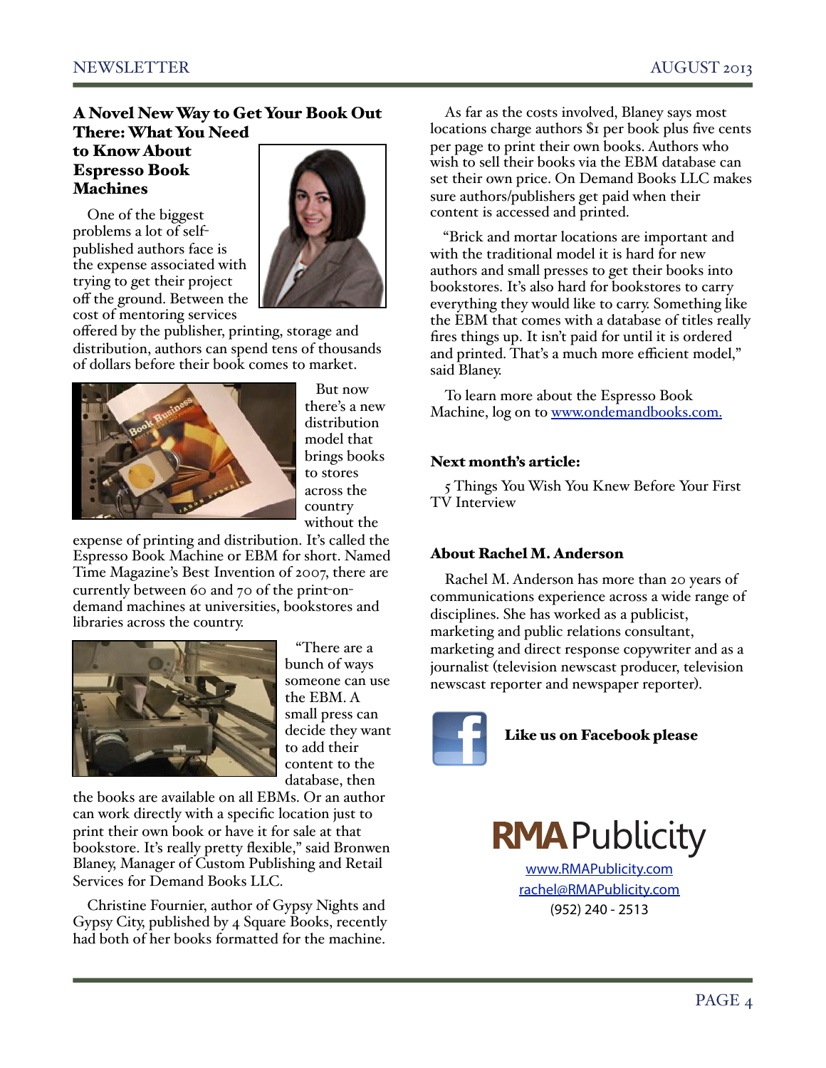## A Novel New Way to Get Your Book Out There: What You Need to Know About Espresso Book Machines

One of the biggest problems a lot of self-published authors face is the expense associated with trying to get their project off the ground. Between the cost of mentoring services offered by the publisher, printing, storage and distribution, authors can spend tens of thousands of dollars before their book comes to market.

But now there's a new distribution model that brings books to stores across the country without the expense of printing and distribution. It's called the Espresso Book Machine or EBM for short. Named Time Magazine's Best Invention of 2007, there are currently between 60 and 70 of the print-on-demand machines at universities, bookstores and libraries across the country.

"There are a bunch of ways someone can use the EBM. A small press can decide they want to add their content to the database, then the books are available on all EBMs. Or an author can work directly with a specific location just to print their own book or have it for sale at that bookstore. It's really pretty flexible," said Bronwen Blaney, Manager of Custom Publishing and Retail Services for Demand Books LLC.

Christine Fournier, author of Gypsy Nights and Gypsy City, published by 4 Square Books, recently had both of her books formatted for the machine.

As far as the costs involved, Blaney says most locations charge authors $1 per book plus five cents per page to print their own books. Authors who wish to sell their books via the EBM database can set their own price. On Demand Books LLC makes sure authors/publishers get paid when their content is accessed and printed.

"Brick and mortar locations are important and with the traditional model it is hard for new authors and small presses to get their books into bookstores. It's also hard for bookstores to carry everything they would like to carry. Something like the EBM that comes with a database of titles really fires things up. It isn't paid for until it is ordered and printed. That's a much more efficient model," said Blaney.

To learn more about the Espresso Book Machine, log on to www.ondemandbooks.com.

### Next month's article:

5 Things You Wish You Knew Before Your First TV Interview

### About Rachel M. Anderson

Rachel M. Anderson has more than 20 years of communications experience across a wide range of disciplines. She has worked as a publicist, marketing and public relations consultant, marketing and direct response copywriter and as a journalist (television newscast producer, television newscast reporter and newspaper reporter).

**Like us on Facebook please**

**RMA** Publicity

www.RMAPublicity.com

rachel@RMAPublicity.com

(952) 240 - 2513